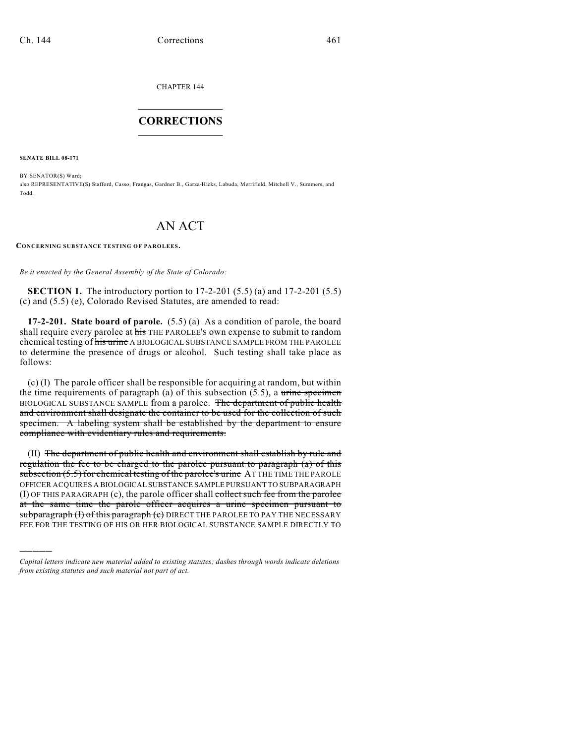CHAPTER 144

# CORRECTIONS

**SENATE BILL 08-171**

BY SENATOR(S) Ward;
also REPRESENTATIVE(S) Stafford, Casso, Frangas, Gardner B., Garza-Hicks, Labuda, Merrifield, Mitchell V., Summers, and Todd.

# AN ACT

**CONCERNING SUBSTANCE TESTING OF PAROLEES.**

*Be it enacted by the General Assembly of the State of Colorado:*

**SECTION 1.** The introductory portion to 17-2-201 (5.5) (a) and 17-2-201 (5.5) (c) and (5.5) (e), Colorado Revised Statutes, are amended to read:

**17-2-201. State board of parole.** (5.5) (a) As a condition of parole, the board shall require every parolee at ~~his~~ THE PAROLEE'S own expense to submit to random chemical testing of ~~his urine~~ A BIOLOGICAL SUBSTANCE SAMPLE FROM THE PAROLEE to determine the presence of drugs or alcohol. Such testing shall take place as follows:

(c) (I) The parole officer shall be responsible for acquiring at random, but within the time requirements of paragraph (a) of this subsection (5.5), a ~~urine specimen~~ BIOLOGICAL SUBSTANCE SAMPLE from a parolee. ~~The department of public health and environment shall designate the container to be used for the collection of such specimen. A labeling system shall be established by the department to ensure compliance with evidentiary rules and requirements.~~

(II) ~~The department of public health and environment shall establish by rule and regulation the fee to be charged to the parolee pursuant to paragraph (a) of this subsection (5.5) for chemical testing of the parolee's urine~~ AT THE TIME THE PAROLE OFFICER ACQUIRES A BIOLOGICAL SUBSTANCE SAMPLE PURSUANT TO SUBPARAGRAPH (I) OF THIS PARAGRAPH (c), the parole officer shall ~~collect such fee from the parolee at the same time the parole officer acquires a urine specimen pursuant to subparagraph (I) of this paragraph (c)~~ DIRECT THE PAROLEE TO PAY THE NECESSARY FEE FOR THE TESTING OF HIS OR HER BIOLOGICAL SUBSTANCE SAMPLE DIRECTLY TO

---

*Capital letters indicate new material added to existing statutes; dashes through words indicate deletions from existing statutes and such material not part of act.*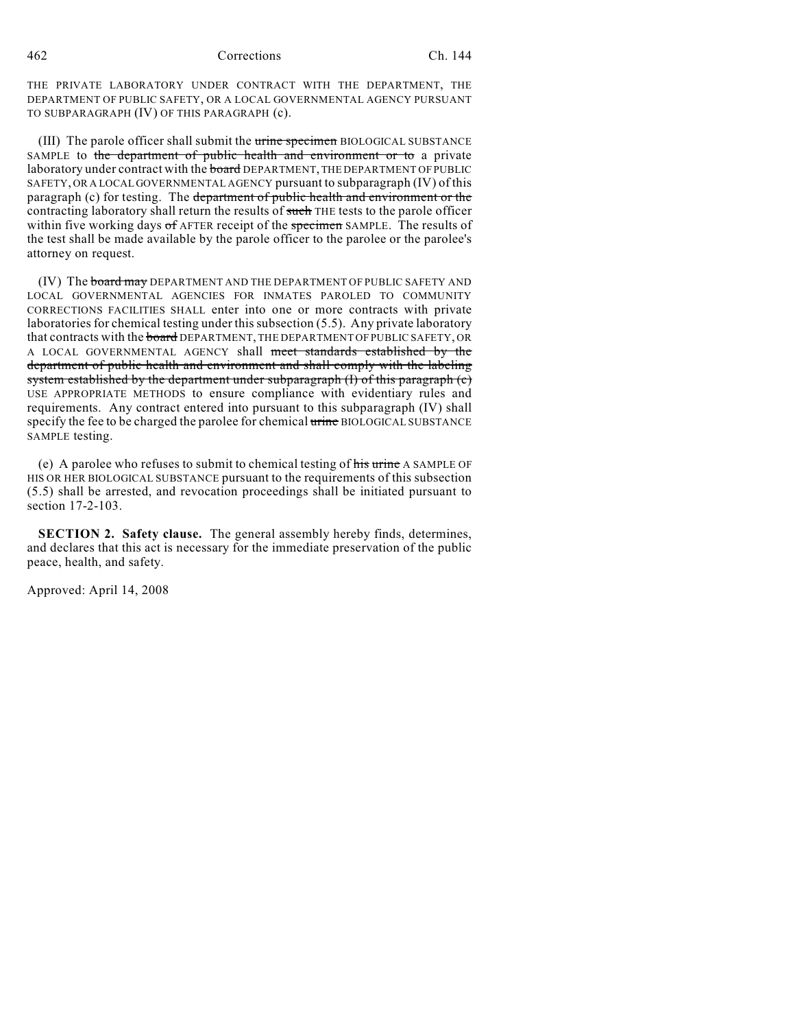THE PRIVATE LABORATORY UNDER CONTRACT WITH THE DEPARTMENT, THE DEPARTMENT OF PUBLIC SAFETY, OR A LOCAL GOVERNMENTAL AGENCY PURSUANT TO SUBPARAGRAPH (IV) OF THIS PARAGRAPH (c).

(III) The parole officer shall submit the ~~urine specimen~~ BIOLOGICAL SUBSTANCE SAMPLE to ~~the department of public health and environment or to~~ a private laboratory under contract with the ~~board~~ DEPARTMENT, THE DEPARTMENT OF PUBLIC SAFETY, OR A LOCAL GOVERNMENTAL AGENCY pursuant to subparagraph (IV) of this paragraph (c) for testing. The ~~department of public health and environment or the~~ contracting laboratory shall return the results of ~~such~~ THE tests to the parole officer within five working days ~~of~~ AFTER receipt of the ~~specimen~~ SAMPLE. The results of the test shall be made available by the parole officer to the parolee or the parolee's attorney on request.

(IV) The ~~board may~~ DEPARTMENT AND THE DEPARTMENT OF PUBLIC SAFETY AND LOCAL GOVERNMENTAL AGENCIES FOR INMATES PAROLED TO COMMUNITY CORRECTIONS FACILITIES SHALL enter into one or more contracts with private laboratories for chemical testing under this subsection (5.5). Any private laboratory that contracts with the ~~board~~ DEPARTMENT, THE DEPARTMENT OF PUBLIC SAFETY, OR A LOCAL GOVERNMENTAL AGENCY shall ~~meet standards established by the department of public health and environment and shall comply with the labeling system established by the department under subparagraph (I) of this paragraph (c)~~ USE APPROPRIATE METHODS to ensure compliance with evidentiary rules and requirements. Any contract entered into pursuant to this subparagraph (IV) shall specify the fee to be charged the parolee for chemical ~~urine~~ BIOLOGICAL SUBSTANCE SAMPLE testing.

(e) A parolee who refuses to submit to chemical testing of ~~his urine~~ A SAMPLE OF HIS OR HER BIOLOGICAL SUBSTANCE pursuant to the requirements of this subsection (5.5) shall be arrested, and revocation proceedings shall be initiated pursuant to section 17-2-103.

**SECTION 2. Safety clause.** The general assembly hereby finds, determines, and declares that this act is necessary for the immediate preservation of the public peace, health, and safety.

Approved: April 14, 2008